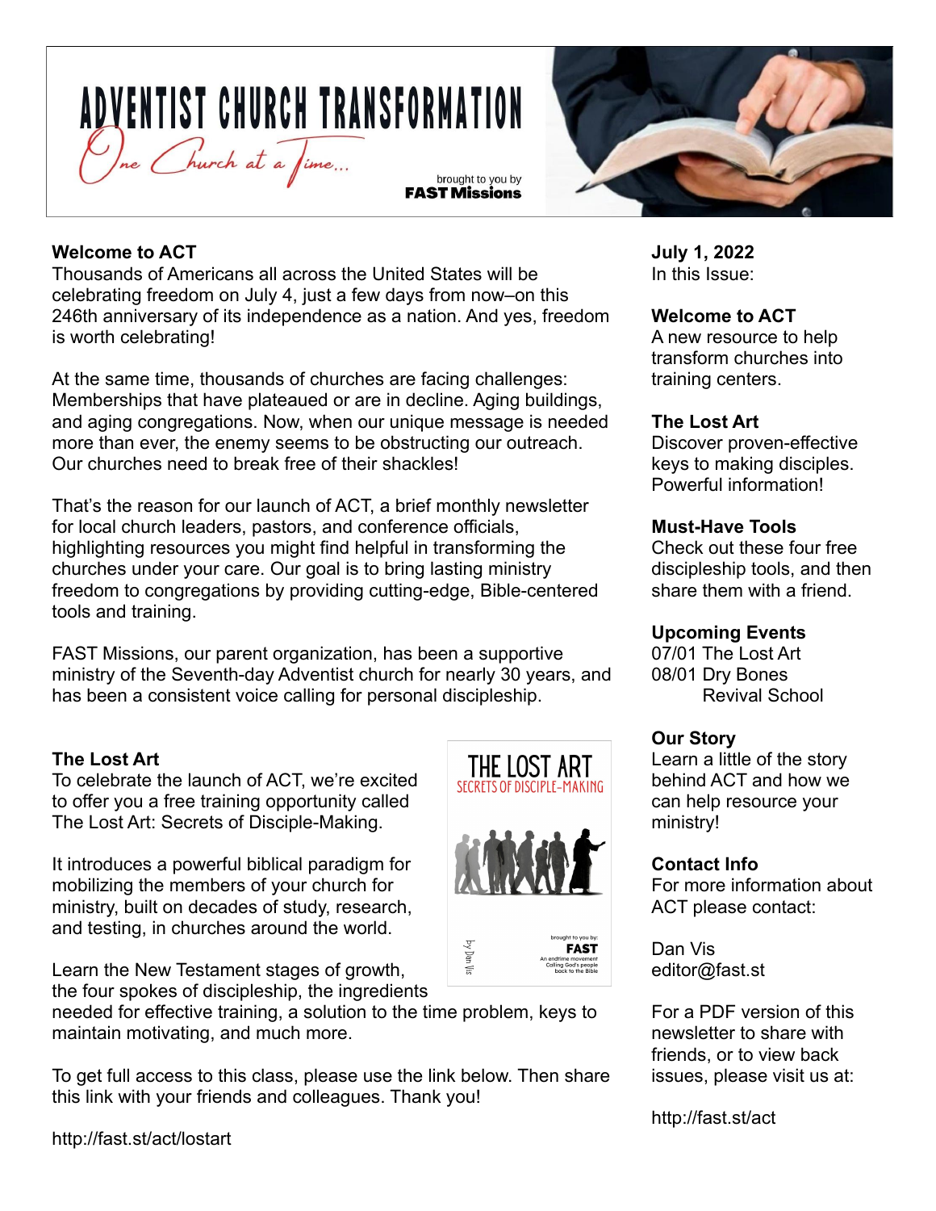# ADVENTIST CHURCH TRANSFORMATION

*One Church at a Time...*

brought to you by
**FAST Missions**

### Welcome to ACT

Thousands of Americans all across the United States will be celebrating freedom on July 4, just a few days from now–on this 246th anniversary of its independence as a nation. And yes, freedom is worth celebrating!

At the same time, thousands of churches are facing challenges: Memberships that have plateaued or are in decline. Aging buildings, and aging congregations. Now, when our unique message is needed more than ever, the enemy seems to be obstructing our outreach. Our churches need to break free of their shackles!

That's the reason for our launch of ACT, a brief monthly newsletter for local church leaders, pastors, and conference officials, highlighting resources you might find helpful in transforming the churches under your care. Our goal is to bring lasting ministry freedom to congregations by providing cutting-edge, Bible-centered tools and training.

FAST Missions, our parent organization, has been a supportive ministry of the Seventh-day Adventist church for nearly 30 years, and has been a consistent voice calling for personal discipleship.

### The Lost Art

To celebrate the launch of ACT, we're excited to offer you a free training opportunity called The Lost Art: Secrets of Disciple-Making.

It introduces a powerful biblical paradigm for mobilizing the members of your church for ministry, built on decades of study, research, and testing, in churches around the world.

Learn the New Testament stages of growth, the four spokes of discipleship, the ingredients needed for effective training, a solution to the time problem, keys to maintain motivating, and much more.

To get full access to this class, please use the link below. Then share this link with your friends and colleagues. Thank you!

http://fast.st/act/lostart

THE LOST ART
SECRETS OF DISCIPLE-MAKING
by Dan Vis
brought to you by:
FAST
An endtime movement Calling God's people back to the Bible

---

**July 1, 2022**
In this Issue:

**Welcome to ACT**
A new resource to help transform churches into training centers.

**The Lost Art**
Discover proven-effective keys to making disciples. Powerful information!

**Must-Have Tools**
Check out these four free discipleship tools, and then share them with a friend.

**Upcoming Events**
07/01 The Lost Art
08/01 Dry Bones Revival School

**Our Story**
Learn a little of the story behind ACT and how we can help resource your ministry!

**Contact Info**
For more information about ACT please contact:

Dan Vis
editor@fast.st

For a PDF version of this newsletter to share with friends, or to view back issues, please visit us at:

http://fast.st/act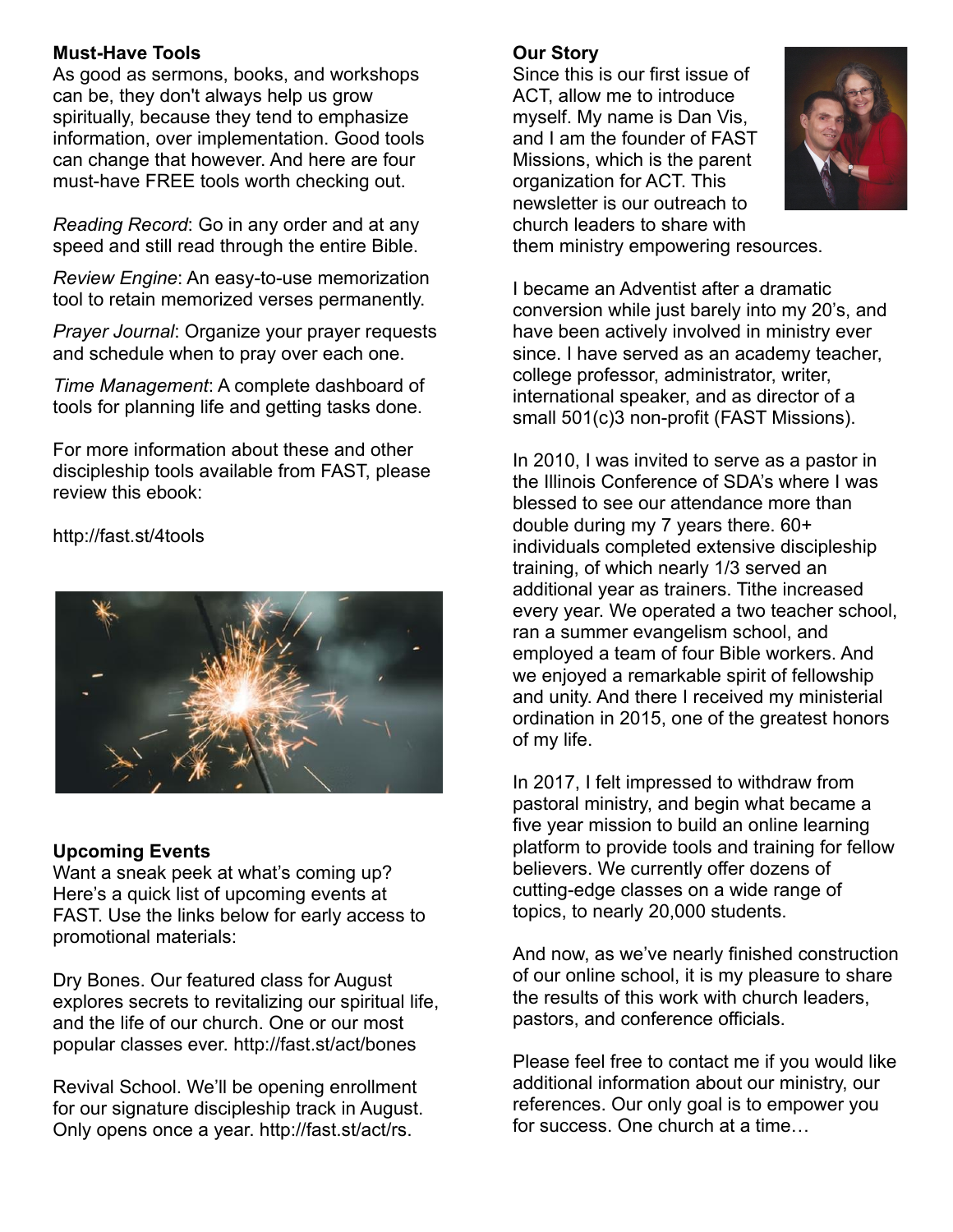**Must-Have Tools**

As good as sermons, books, and workshops can be, they don't always help us grow spiritually, because they tend to emphasize information, over implementation. Good tools can change that however. And here are four must-have FREE tools worth checking out.

*Reading Record*: Go in any order and at any speed and still read through the entire Bible.

*Review Engine*: An easy-to-use memorization tool to retain memorized verses permanently.

*Prayer Journal*: Organize your prayer requests and schedule when to pray over each one.

*Time Management*: A complete dashboard of tools for planning life and getting tasks done.

For more information about these and other discipleship tools available from FAST, please review this ebook:

http://fast.st/4tools

**Upcoming Events**

Want a sneak peek at what's coming up? Here's a quick list of upcoming events at FAST. Use the links below for early access to promotional materials:

Dry Bones. Our featured class for August explores secrets to revitalizing our spiritual life, and the life of our church. One or our most popular classes ever. http://fast.st/act/bones

Revival School. We'll be opening enrollment for our signature discipleship track in August. Only opens once a year. http://fast.st/act/rs.

**Our Story**

Since this is our first issue of ACT, allow me to introduce myself. My name is Dan Vis, and I am the founder of FAST Missions, which is the parent organization for ACT. This newsletter is our outreach to church leaders to share with them ministry empowering resources.

I became an Adventist after a dramatic conversion while just barely into my 20's, and have been actively involved in ministry ever since. I have served as an academy teacher, college professor, administrator, writer, international speaker, and as director of a small 501(c)3 non-profit (FAST Missions).

In 2010, I was invited to serve as a pastor in the Illinois Conference of SDA's where I was blessed to see our attendance more than double during my 7 years there. 60+ individuals completed extensive discipleship training, of which nearly 1/3 served an additional year as trainers. Tithe increased every year. We operated a two teacher school, ran a summer evangelism school, and employed a team of four Bible workers. And we enjoyed a remarkable spirit of fellowship and unity. And there I received my ministerial ordination in 2015, one of the greatest honors of my life.

In 2017, I felt impressed to withdraw from pastoral ministry, and begin what became a five year mission to build an online learning platform to provide tools and training for fellow believers. We currently offer dozens of cutting-edge classes on a wide range of topics, to nearly 20,000 students.

And now, as we've nearly finished construction of our online school, it is my pleasure to share the results of this work with church leaders, pastors, and conference officials.

Please feel free to contact me if you would like additional information about our ministry, our references. Our only goal is to empower you for success. One church at a time…